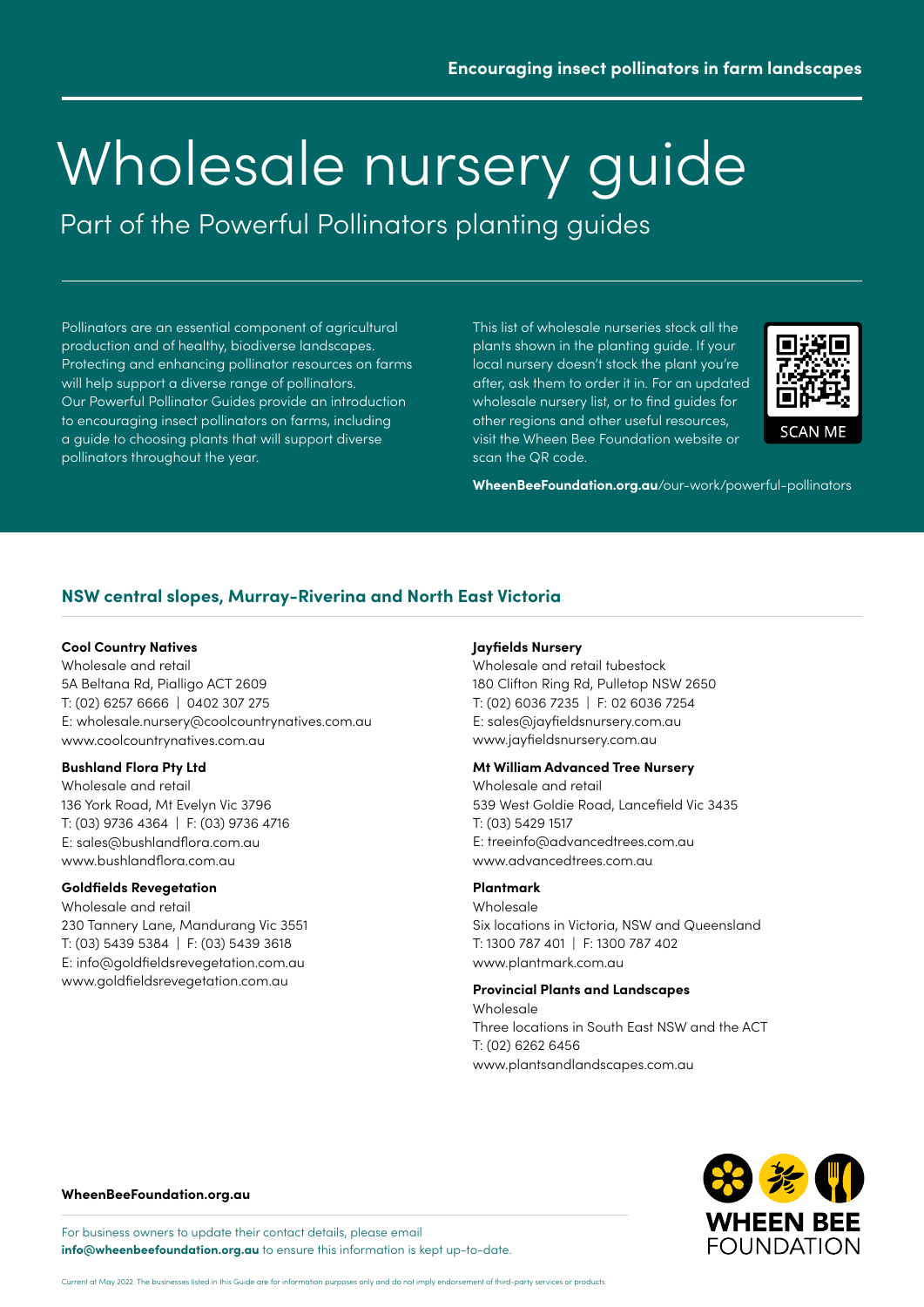Encouraging insect pollinators in farm landscapes

# Wholesale nursery guide

Part of the Powerful Pollinators planting guides

Pollinators are an essential component of agricultural production and of healthy, biodiverse landscapes. Protecting and enhancing pollinator resources on farms will help support a diverse range of pollinators. Our Powerful Pollinator Guides provide an introduction to encouraging insect pollinators on farms, including a guide to choosing plants that will support diverse pollinators throughout the year.

This list of wholesale nurseries stock all the plants shown in the planting guide. If your local nursery doesn't stock the plant you're after, ask them to order it in. For an updated wholesale nursery list, or to find guides for other regions and other useful resources, visit the Wheen Bee Foundation website or scan the QR code.

SCAN ME

**WheenBeeFoundation.org.au**/our-work/powerful-pollinators

## NSW central slopes, Murray-Riverina and North East Victoria

**Cool Country Natives**
Wholesale and retail
5A Beltana Rd, Pialligo ACT 2609
T: (02) 6257 6666 | 0402 307 275
E: wholesale.nursery@coolcountrynatives.com.au
www.coolcountrynatives.com.au

**Bushland Flora Pty Ltd**
Wholesale and retail
136 York Road, Mt Evelyn Vic 3796
T: (03) 9736 4364 | F: (03) 9736 4716
E: sales@bushlandflora.com.au
www.bushlandflora.com.au

**Goldfields Revegetation**
Wholesale and retail
230 Tannery Lane, Mandurang Vic 3551
T: (03) 5439 5384 | F: (03) 5439 3618
E: info@goldfieldsrevegetation.com.au
www.goldfieldsrevegetation.com.au

**Jayfields Nursery**
Wholesale and retail tubestock
180 Clifton Ring Rd, Pulletop NSW 2650
T: (02) 6036 7235 | F: 02 6036 7254
E: sales@jayfieldsnursery.com.au
www.jayfieldsnursery.com.au

**Mt William Advanced Tree Nursery**
Wholesale and retail
539 West Goldie Road, Lancefield Vic 3435
T: (03) 5429 1517
E: treeinfo@advancedtrees.com.au
www.advancedtrees.com.au

**Plantmark**
Wholesale
Six locations in Victoria, NSW and Queensland
T: 1300 787 401 | F: 1300 787 402
www.plantmark.com.au

**Provincial Plants and Landscapes**
Wholesale
Three locations in South East NSW and the ACT
T: (02) 6262 6456
www.plantsandlandscapes.com.au

**WheenBeeFoundation.org.au**

For business owners to update their contact details, please email **info@wheenbeefoundation.org.au** to ensure this information is kept up-to-date.

WHEEN BEE FOUNDATION

Current at May 2022. The businesses listed in this Guide are for information purposes only and do not imply endorsement of third-party services or products.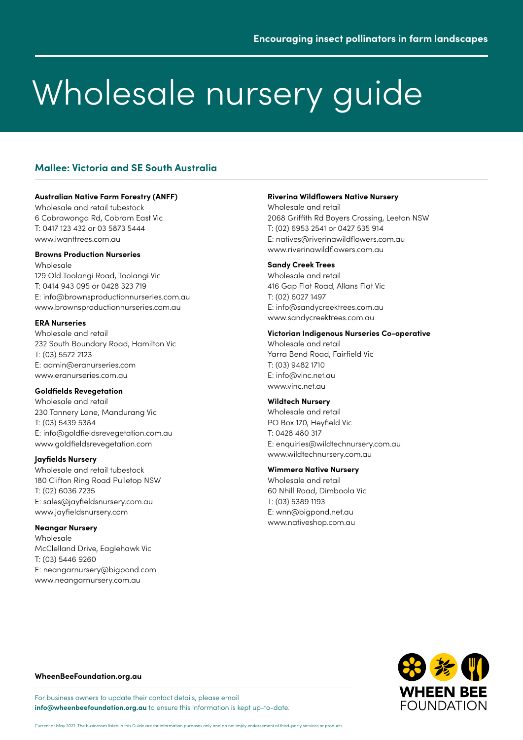# Wholesale nursery guide

## Mallee: Victoria and SE South Australia

**Australian Native Farm Forestry (ANFF)**
Wholesale and retail tubestock
6 Cobrawonga Rd, Cobram East Vic
T: 0417 123 432 or 03 5873 5444
www.iwanttrees.com.au

**Browns Production Nurseries**
Wholesale
129 Old Toolangi Road, Toolangi Vic
T: 0414 943 095 or 0428 323 719
E: info@brownsproductionnurseries.com.au
www.brownsproductionnurseries.com.au

**ERA Nurseries**
Wholesale and retail
232 South Boundary Road, Hamilton Vic
T: (03) 5572 2123
E: admin@eranurseries.com
www.eranurseries.com.au

**Goldfields Revegetation**
Wholesale and retail
230 Tannery Lane, Mandurang Vic
T: (03) 5439 5384
E: info@goldfieldsrevegetation.com.au
www.goldfieldsrevegetation.com

**Jayfields Nursery**
Wholesale and retail tubestock
180 Clifton Ring Road Pulletop NSW
T: (02) 6036 7235
E: sales@jayfieldsnursery.com.au
www.jayfieldsnursery.com

**Neangar Nursery**
Wholesale
McClelland Drive, Eaglehawk Vic
T: (03) 5446 9260
E: neangarnursery@bigpond.com
www.neangarnursery.com.au

**Riverina Wildflowers Native Nursery**
Wholesale and retail
2068 Griffith Rd Boyers Crossing, Leeton NSW
T: (02) 6953 2541 or 0427 535 914
E: natives@riverinawildflowers.com.au
www.riverinawildflowers.com.au

**Sandy Creek Trees**
Wholesale and retail
416 Gap Flat Road, Allans Flat Vic
T: (02) 6027 1497
E: info@sandycreektrees.com.au
www.sandycreektrees.com.au

**Victorian Indigenous Nurseries Co-operative**
Wholesale and retail
Yarra Bend Road, Fairfield Vic
T: (03) 9482 1710
E: info@vinc.net.au
www.vinc.net.au

**Wildtech Nursery**
Wholesale and retail
PO Box 170, Heyfield Vic
T: 0428 480 317
E: enquiries@wildtechnursery.com.au
www.wildtechnursery.com.au

**Wimmera Native Nursery**
Wholesale and retail
60 Nhill Road, Dimboola Vic
T: (03) 5389 1193
E: wnn@bigpond.net.au
www.nativeshop.com.au

**WheenBeeFoundation.org.au**

For business owners to update their contact details, please email **info@wheenbeefoundation.org.au** to ensure this information is kept up-to-date.

Current at May 2022. The businesses listed in this Guide are for information purposes only and do not imply endorsement of third-party services or products.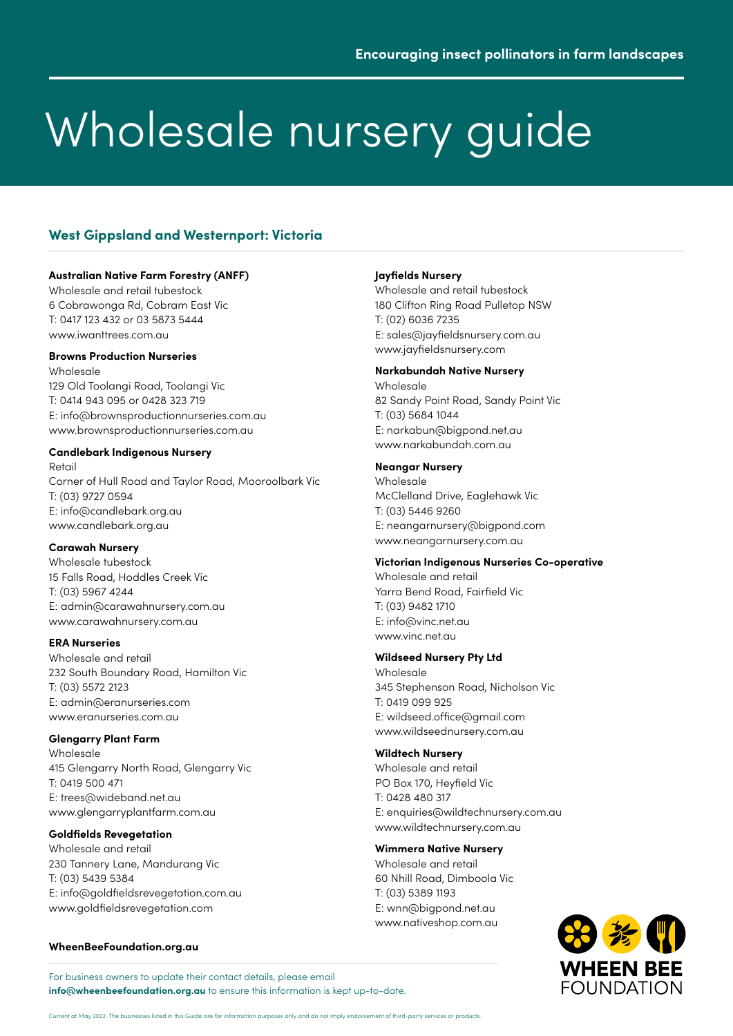Encouraging insect pollinators in farm landscapes

# Wholesale nursery guide

## West Gippsland and Westernport: Victoria

**Australian Native Farm Forestry (ANFF)**
Wholesale and retail tubestock
6 Cobrawonga Rd, Cobram East Vic
T: 0417 123 432 or 03 5873 5444
www.iwanttrees.com.au

**Browns Production Nurseries**
Wholesale
129 Old Toolangi Road, Toolangi Vic
T: 0414 943 095 or 0428 323 719
E: info@brownsproductionnurseries.com.au
www.brownsproductionnurseries.com.au

**Candlebark Indigenous Nursery**
Retail
Corner of Hull Road and Taylor Road, Mooroolbark Vic
T: (03) 9727 0594
E: info@candlebark.org.au
www.candlebark.org.au

**Carawah Nursery**
Wholesale tubestock
15 Falls Road, Hoddles Creek Vic
T: (03) 5967 4244
E: admin@carawahnursery.com.au
www.carawahnursery.com.au

**ERA Nurseries**
Wholesale and retail
232 South Boundary Road, Hamilton Vic
T: (03) 5572 2123
E: admin@eranurseries.com
www.eranurseries.com.au

**Glengarry Plant Farm**
Wholesale
415 Glengarry North Road, Glengarry Vic
T: 0419 500 471
E: trees@wideband.net.au
www.glengarryplantfarm.com.au

**Goldfields Revegetation**
Wholesale and retail
230 Tannery Lane, Mandurang Vic
T: (03) 5439 5384
E: info@goldfieldsrevegetation.com.au
www.goldfieldsrevegetation.com

**Jayfields Nursery**
Wholesale and retail tubestock
180 Clifton Ring Road Pulletop NSW
T: (02) 6036 7235
E: sales@jayfieldsnursery.com.au
www.jayfieldsnursery.com

**Narkabundah Native Nursery**
Wholesale
82 Sandy Point Road, Sandy Point Vic
T: (03) 5684 1044
E: narkabun@bigpond.net.au
www.narkabundah.com.au

**Neangar Nursery**
Wholesale
McClelland Drive, Eaglehawk Vic
T: (03) 5446 9260
E: neangarnursery@bigpond.com
www.neangarnursery.com.au

**Victorian Indigenous Nurseries Co-operative**
Wholesale and retail
Yarra Bend Road, Fairfield Vic
T: (03) 9482 1710
E: info@vinc.net.au
www.vinc.net.au

**Wildseed Nursery Pty Ltd**
Wholesale
345 Stephenson Road, Nicholson Vic
T: 0419 099 925
E: wildseed.office@gmail.com
www.wildseednursery.com.au

**Wildtech Nursery**
Wholesale and retail
PO Box 170, Heyfield Vic
T: 0428 480 317
E: enquiries@wildtechnursery.com.au
www.wildtechnursery.com.au

**Wimmera Native Nursery**
Wholesale and retail
60 Nhill Road, Dimboola Vic
T: (03) 5389 1193
E: wnn@bigpond.net.au
www.nativeshop.com.au

**WheenBeeFoundation.org.au**

For business owners to update their contact details, please email **info@wheenbeefoundation.org.au** to ensure this information is kept up-to-date.

WHEEN BEE FOUNDATION

Current at May 2022. The businesses listed in this Guide are for information purposes only and do not imply endorsement of third-party services or products.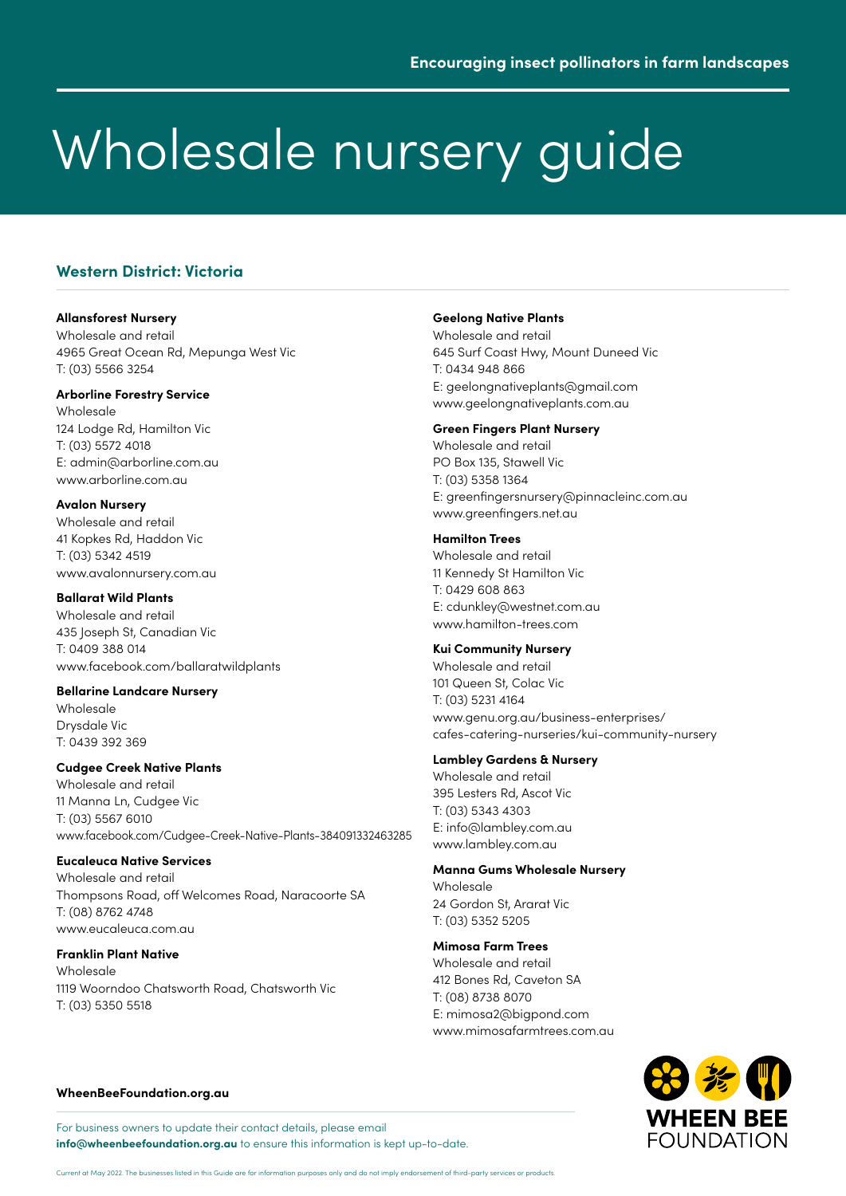Encouraging insect pollinators in farm landscapes

# Wholesale nursery guide

## Western District: Victoria

**Allansforest Nursery**
Wholesale and retail
4965 Great Ocean Rd, Mepunga West Vic
T: (03) 5566 3254

**Arborline Forestry Service**
Wholesale
124 Lodge Rd, Hamilton Vic
T: (03) 5572 4018
E: admin@arborline.com.au
www.arborline.com.au

**Avalon Nursery**
Wholesale and retail
41 Kopkes Rd, Haddon Vic
T: (03) 5342 4519
www.avalonnursery.com.au

**Ballarat Wild Plants**
Wholesale and retail
435 Joseph St, Canadian Vic
T: 0409 388 014
www.facebook.com/ballaratwildplants

**Bellarine Landcare Nursery**
Wholesale
Drysdale Vic
T: 0439 392 369

**Cudgee Creek Native Plants**
Wholesale and retail
11 Manna Ln, Cudgee Vic
T: (03) 5567 6010
www.facebook.com/Cudgee-Creek-Native-Plants-384091332463285

**Eucaleuca Native Services**
Wholesale and retail
Thompsons Road, off Welcomes Road, Naracoorte SA
T: (08) 8762 4748
www.eucaleuca.com.au

**Franklin Plant Native**
Wholesale
1119 Woorndoo Chatsworth Road, Chatsworth Vic
T: (03) 5350 5518

**Geelong Native Plants**
Wholesale and retail
645 Surf Coast Hwy, Mount Duneed Vic
T: 0434 948 866
E: geelongnativeplants@gmail.com
www.geelongnativeplants.com.au

**Green Fingers Plant Nursery**
Wholesale and retail
PO Box 135, Stawell Vic
T: (03) 5358 1364
E: greenfingersnursery@pinnacleinc.com.au
www.greenfingers.net.au

**Hamilton Trees**
Wholesale and retail
11 Kennedy St Hamilton Vic
T: 0429 608 863
E: cdunkley@westnet.com.au
www.hamilton-trees.com

**Kui Community Nursery**
Wholesale and retail
101 Queen St, Colac Vic
T: (03) 5231 4164
www.genu.org.au/business-enterprises/cafes-catering-nurseries/kui-community-nursery

**Lambley Gardens & Nursery**
Wholesale and retail
395 Lesters Rd, Ascot Vic
T: (03) 5343 4303
E: info@lambley.com.au
www.lambley.com.au

**Manna Gums Wholesale Nursery**
Wholesale
24 Gordon St, Ararat Vic
T: (03) 5352 5205

**Mimosa Farm Trees**
Wholesale and retail
412 Bones Rd, Caveton SA
T: (08) 8738 8070
E: mimosa2@bigpond.com
www.mimosafarmtrees.com.au

**WheenBeeFoundation.org.au**

For business owners to update their contact details, please email **info@wheenbeefoundation.org.au** to ensure this information is kept up-to-date.

WHEEN BEE FOUNDATION

Current at May 2022. The businesses listed in this Guide are for information purposes only and do not imply endorsement of third-party services or products.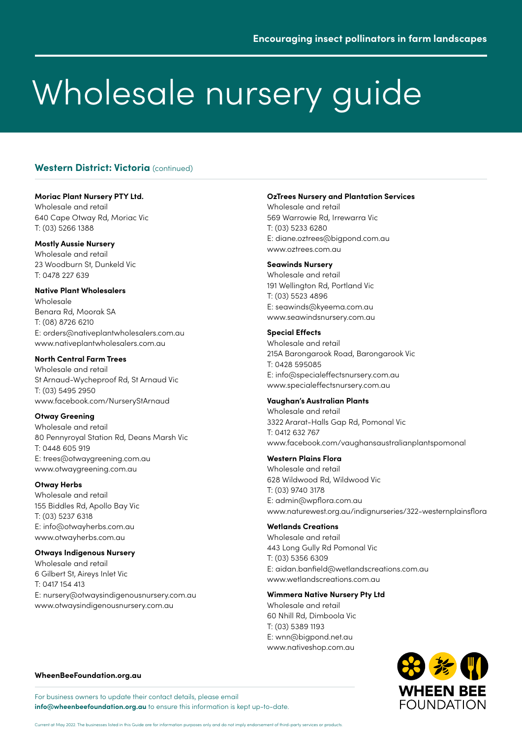# Wholesale nursery guide

## Western District: Victoria (continued)

**Moriac Plant Nursery PTY Ltd.**
Wholesale and retail
640 Cape Otway Rd, Moriac Vic
T: (03) 5266 1388

**Mostly Aussie Nursery**
Wholesale and retail
23 Woodburn St, Dunkeld Vic
T: 0478 227 639

**Native Plant Wholesalers**
Wholesale
Benara Rd, Moorak SA
T: (08) 8726 6210
E: orders@nativeplantwholesalers.com.au
www.nativeplantwholesalers.com.au

**North Central Farm Trees**
Wholesale and retail
St Arnaud-Wycheproof Rd, St Arnaud Vic
T: (03) 5495 2950
www.facebook.com/NurseryStArnaud

**Otway Greening**
Wholesale and retail
80 Pennyroyal Station Rd, Deans Marsh Vic
T: 0448 605 919
E: trees@otwaygreening.com.au
www.otwaygreening.com.au

**Otway Herbs**
Wholesale and retail
155 Biddles Rd, Apollo Bay Vic
T: (03) 5237 6318
E: info@otwayherbs.com.au
www.otwayherbs.com.au

**Otways Indigenous Nursery**
Wholesale and retail
6 Gilbert St, Aireys Inlet Vic
T: 0417 154 413
E: nursery@otwaysindigenousnursery.com.au
www.otwaysindigenousnursery.com.au

**OzTrees Nursery and Plantation Services**
Wholesale and retail
569 Warrowie Rd, Irrewarra Vic
T: (03) 5233 6280
E: diane.oztrees@bigpond.com.au
www.oztrees.com.au

**Seawinds Nursery**
Wholesale and retail
191 Wellington Rd, Portland Vic
T: (03) 5523 4896
E: seawinds@kyeema.com.au
www.seawindsnursery.com.au

**Special Effects**
Wholesale and retail
215A Barongarook Road, Barongarook Vic
T: 0428 595085
E: info@specialeffectsnursery.com.au
www.specialeffectsnursery.com.au

**Vaughan's Australian Plants**
Wholesale and retail
3322 Ararat-Halls Gap Rd, Pomonal Vic
T: 0412 632 767
www.facebook.com/vaughansaustralianplantspomonal

**Western Plains Flora**
Wholesale and retail
628 Wildwood Rd, Wildwood Vic
T: (03) 9740 3178
E: admin@wpflora.com.au
www.naturewest.org.au/indignurseries/322-westernplainsflora

**Wetlands Creations**
Wholesale and retail
443 Long Gully Rd Pomonal Vic
T: (03) 5356 6309
E: aidan.banfield@wetlandscreations.com.au
www.wetlandscreations.com.au

**Wimmera Native Nursery Pty Ltd**
Wholesale and retail
60 Nhill Rd, Dimboola Vic
T: (03) 5389 1193
E: wnn@bigpond.net.au
www.nativeshop.com.au

**WheenBeeFoundation.org.au**

For business owners to update their contact details, please email **info@wheenbeefoundation.org.au** to ensure this information is kept up-to-date.

Current at May 2022. The businesses listed in this Guide are for information purposes only and do not imply endorsement of third-party services or products.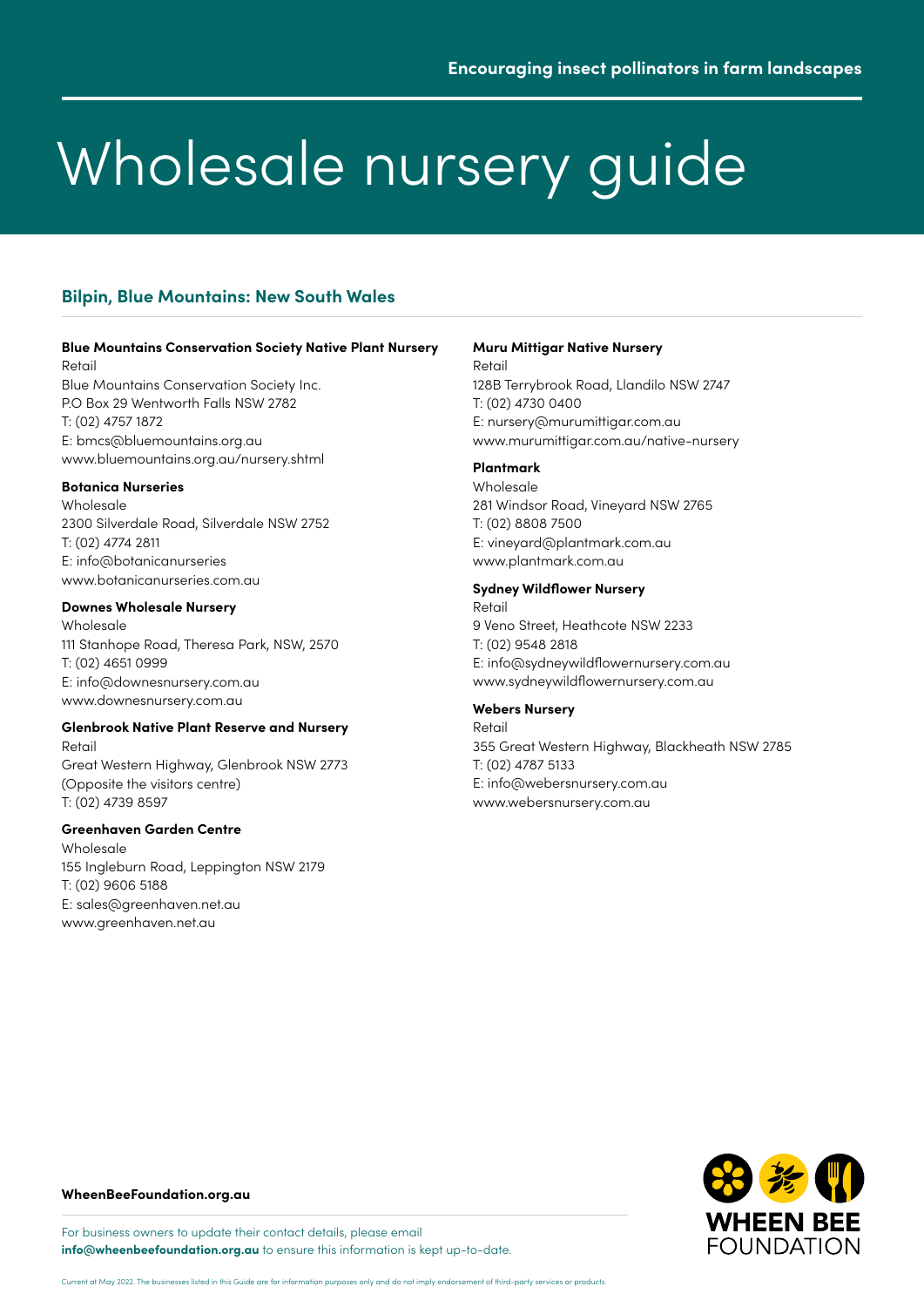# Wholesale nursery guide

## Bilpin, Blue Mountains: New South Wales

**Blue Mountains Conservation Society Native Plant Nursery**
Retail
Blue Mountains Conservation Society Inc.
P.O Box 29 Wentworth Falls NSW 2782
T: (02) 4757 1872
E: bmcs@bluemountains.org.au
www.bluemountains.org.au/nursery.shtml

**Botanica Nurseries**
Wholesale
2300 Silverdale Road, Silverdale NSW 2752
T: (02) 4774 2811
E: info@botanicanurseries
www.botanicanurseries.com.au

**Downes Wholesale Nursery**
Wholesale
111 Stanhope Road, Theresa Park, NSW, 2570
T: (02) 4651 0999
E: info@downesnursery.com.au
www.downesnursery.com.au

**Glenbrook Native Plant Reserve and Nursery**
Retail
Great Western Highway, Glenbrook NSW 2773
(Opposite the visitors centre)
T: (02) 4739 8597

**Greenhaven Garden Centre**
Wholesale
155 Ingleburn Road, Leppington NSW 2179
T: (02) 9606 5188
E: sales@greenhaven.net.au
www.greenhaven.net.au

**Muru Mittigar Native Nursery**
Retail
128B Terrybrook Road, Llandilo NSW 2747
T: (02) 4730 0400
E: nursery@murumittigar.com.au
www.murumittigar.com.au/native-nursery

**Plantmark**
Wholesale
281 Windsor Road, Vineyard NSW 2765
T: (02) 8808 7500
E: vineyard@plantmark.com.au
www.plantmark.com.au

**Sydney Wildflower Nursery**
Retail
9 Veno Street, Heathcote NSW 2233
T: (02) 9548 2818
E: info@sydneywildflowernursery.com.au
www.sydneywildflowernursery.com.au

**Webers Nursery**
Retail
355 Great Western Highway, Blackheath NSW 2785
T: (02) 4787 5133
E: info@webersnursery.com.au
www.webersnursery.com.au

**WheenBeeFoundation.org.au**

For business owners to update their contact details, please email **info@wheenbeefoundation.org.au** to ensure this information is kept up-to-date.

Current at May 2022. The businesses listed in this Guide are for information purposes only and do not imply endorsement of third-party services or products.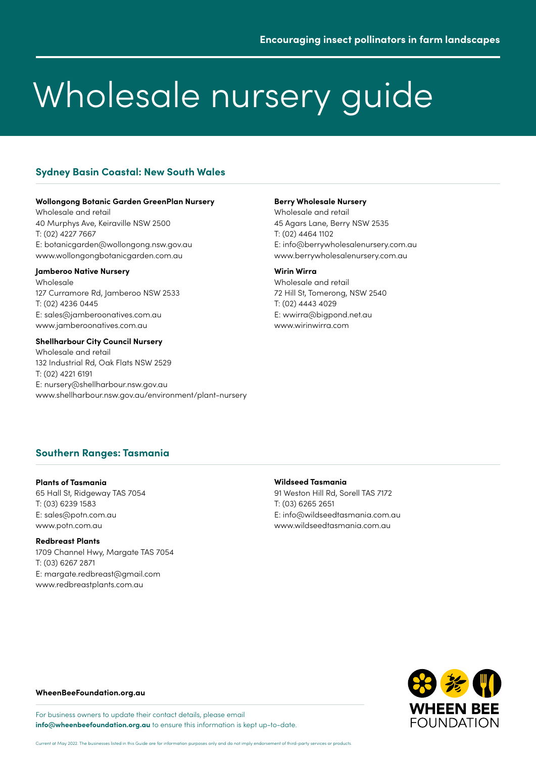# Wholesale nursery guide

## Sydney Basin Coastal: New South Wales

**Wollongong Botanic Garden GreenPlan Nursery**
Wholesale and retail
40 Murphys Ave, Keiraville NSW 2500
T: (02) 4227 7667
E: botanicgarden@wollongong.nsw.gov.au
www.wollongongbotanicgarden.com.au

**Jamberoo Native Nursery**
Wholesale
127 Curramore Rd, Jamberoo NSW 2533
T: (02) 4236 0445
E: sales@jamberoonatives.com.au
www.jamberoonatives.com.au

**Shellharbour City Council Nursery**
Wholesale and retail
132 Industrial Rd, Oak Flats NSW 2529
T: (02) 4221 6191
E: nursery@shellharbour.nsw.gov.au
www.shellharbour.nsw.gov.au/environment/plant-nursery

**Berry Wholesale Nursery**
Wholesale and retail
45 Agars Lane, Berry NSW 2535
T: (02) 4464 1102
E: info@berrywholesalenursery.com.au
www.berrywholesalenursery.com.au

**Wirin Wirra**
Wholesale and retail
72 Hill St, Tomerong, NSW 2540
T: (02) 4443 4029
E: wwirra@bigpond.net.au
www.wirinwirra.com

## Southern Ranges: Tasmania

**Plants of Tasmania**
65 Hall St, Ridgeway TAS 7054
T: (03) 6239 1583
E: sales@potn.com.au
www.potn.com.au

**Redbreast Plants**
1709 Channel Hwy, Margate TAS 7054
T: (03) 6267 2871
E: margate.redbreast@gmail.com
www.redbreastplants.com.au

**Wildseed Tasmania**
91 Weston Hill Rd, Sorell TAS 7172
T: (03) 6265 2651
E: info@wildseedtasmania.com.au
www.wildseedtasmania.com.au

**WheenBeeFoundation.org.au**

For business owners to update their contact details, please email **info@wheenbeefoundation.org.au** to ensure this information is kept up-to-date.

Current at May 2022. The businesses listed in this Guide are for information purposes only and do not imply endorsement of third-party services or products.